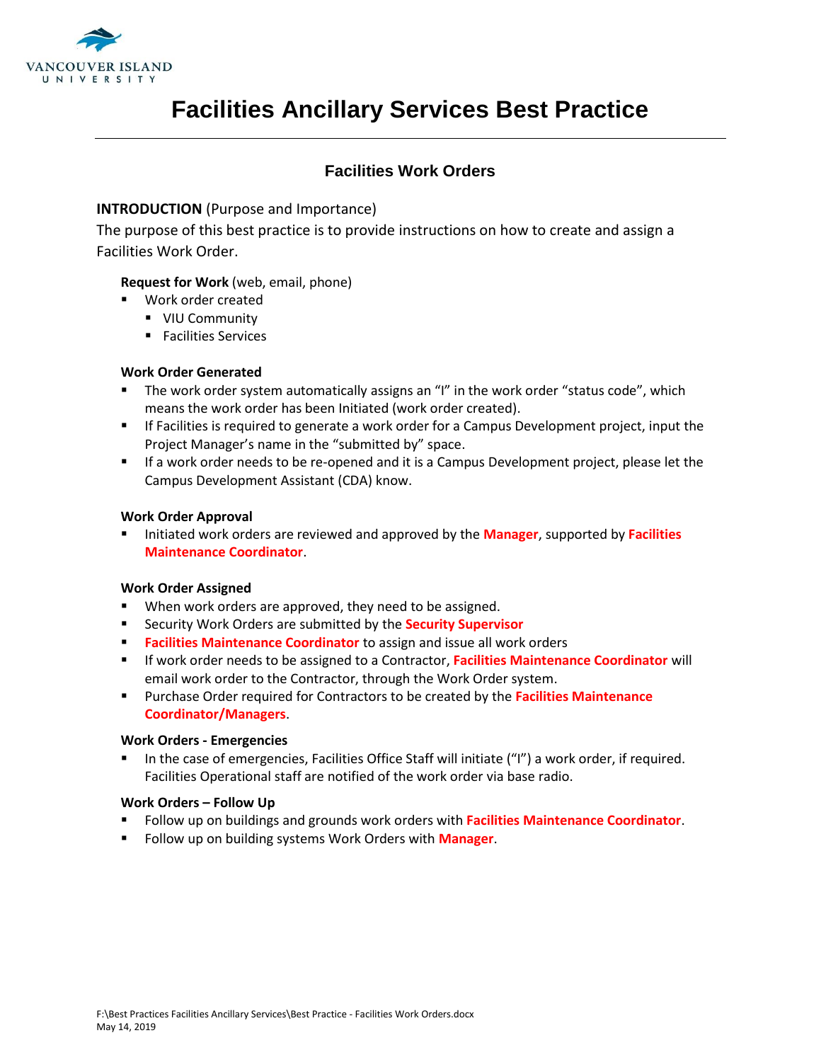# Facilities Ancillary Services Best Practice

## Facilities Work Orders

**INTRODUCTION** (Purpose and Importance)

The purpose of this best practice is to provide instructions on how to create and assign a Facilities Work Order.

**Request for Work** (web, email, phone)

- Work order created
  - VIU Community
  - Facilities Services

**Work Order Generated**

- The work order system automatically assigns an "I" in the work order "status code", which means the work order has been Initiated (work order created).
- If Facilities is required to generate a work order for a Campus Development project, input the Project Manager's name in the "submitted by" space.
- If a work order needs to be re-opened and it is a Campus Development project, please let the Campus Development Assistant (CDA) know.

**Work Order Approval**

- Initiated work orders are reviewed and approved by the **Manager**, supported by **Facilities Maintenance Coordinator**.

**Work Order Assigned**

- When work orders are approved, they need to be assigned.
- Security Work Orders are submitted by the **Security Supervisor**
- **Facilities Maintenance Coordinator** to assign and issue all work orders
- If work order needs to be assigned to a Contractor, **Facilities Maintenance Coordinator** will email work order to the Contractor, through the Work Order system.
- Purchase Order required for Contractors to be created by the **Facilities Maintenance Coordinator/Managers**.

**Work Orders - Emergencies**

- In the case of emergencies, Facilities Office Staff will initiate ("I") a work order, if required. Facilities Operational staff are notified of the work order via base radio.

**Work Orders – Follow Up**

- Follow up on buildings and grounds work orders with **Facilities Maintenance Coordinator**.
- Follow up on building systems Work Orders with **Manager**.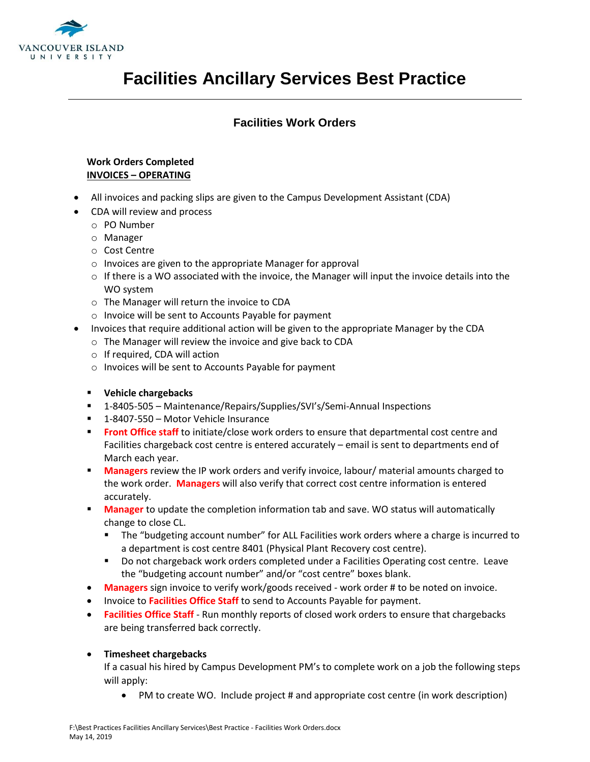# Facilities Ancillary Services Best Practice

## Facilities Work Orders

**Work Orders Completed**
**INVOICES – OPERATING**

- All invoices and packing slips are given to the Campus Development Assistant (CDA)
- CDA will review and process
  - PO Number
  - Manager
  - Cost Centre
  - Invoices are given to the appropriate Manager for approval
  - If there is a WO associated with the invoice, the Manager will input the invoice details into the WO system
  - The Manager will return the invoice to CDA
  - Invoice will be sent to Accounts Payable for payment
- Invoices that require additional action will be given to the appropriate Manager by the CDA
  - The Manager will review the invoice and give back to CDA
  - If required, CDA will action
  - Invoices will be sent to Accounts Payable for payment

  - **Vehicle chargebacks**
  - 1-8405-505 – Maintenance/Repairs/Supplies/SVI's/Semi-Annual Inspections
  - 1-8407-550 – Motor Vehicle Insurance
  - **Front Office staff** to initiate/close work orders to ensure that departmental cost centre and Facilities chargeback cost centre is entered accurately – email is sent to departments end of March each year.
  - **Managers** review the IP work orders and verify invoice, labour/ material amounts charged to the work order. **Managers** will also verify that correct cost centre information is entered accurately.
  - **Manager** to update the completion information tab and save. WO status will automatically change to close CL.
    - The "budgeting account number" for ALL Facilities work orders where a charge is incurred to a department is cost centre 8401 (Physical Plant Recovery cost centre).
    - Do not chargeback work orders completed under a Facilities Operating cost centre. Leave the "budgeting account number" and/or "cost centre" boxes blank.
  - **Managers** sign invoice to verify work/goods received - work order # to be noted on invoice.
  - Invoice to **Facilities Office Staff** to send to Accounts Payable for payment.
  - **Facilities Office Staff** - Run monthly reports of closed work orders to ensure that chargebacks are being transferred back correctly.

  - **Timesheet chargebacks**

    If a casual his hired by Campus Development PM's to complete work on a job the following steps will apply:

    - PM to create WO. Include project # and appropriate cost centre (in work description)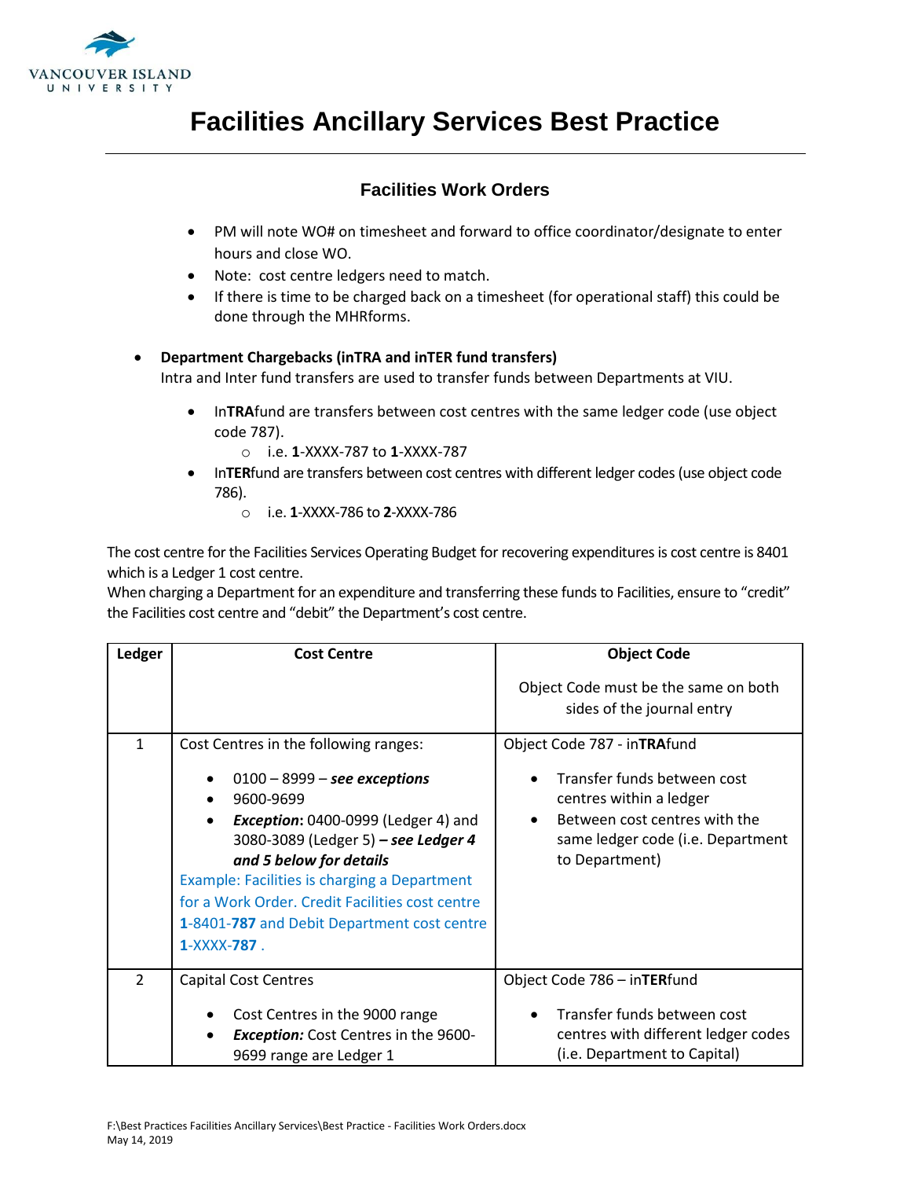# Facilities Ancillary Services Best Practice

## Facilities Work Orders

- PM will note WO# on timesheet and forward to office coordinator/designate to enter hours and close WO.
- Note: cost centre ledgers need to match.
- If there is time to be charged back on a timesheet (for operational staff) this could be done through the MHRforms.

- **Department Chargebacks (inTRA and inTER fund transfers)**
  Intra and Inter fund transfers are used to transfer funds between Departments at VIU.
  - In**TRA**fund are transfers between cost centres with the same ledger code (use object code 787).
    - i.e. **1**-XXXX-787 to **1**-XXXX-787
  - In**TER**fund are transfers between cost centres with different ledger codes (use object code 786).
    - i.e. **1**-XXXX-786 to **2**-XXXX-786

The cost centre for the Facilities Services Operating Budget for recovering expenditures is cost centre is 8401 which is a Ledger 1 cost centre.
When charging a Department for an expenditure and transferring these funds to Facilities, ensure to "credit" the Facilities cost centre and "debit" the Department's cost centre.

| Ledger | Cost Centre | Object Code<br><br>Object Code must be the same on both sides of the journal entry |
|---|---|---|
| 1 | Cost Centres in the following ranges:<br>• 0100 – 8999 – ***see exceptions***<br>• 9600-9699<br>• ***Exception***: 0400-0999 (Ledger 4) and 3080-3089 (Ledger 5) – ***see Ledger 4 and 5 below for details***<br>Example: Facilities is charging a Department for a Work Order. Credit Facilities cost centre **1**-8401-**787** and Debit Department cost centre **1**-XXXX-**787** . | Object Code 787 - in**TRA**fund<br>• Transfer funds between cost centres within a ledger<br>• Between cost centres with the same ledger code (i.e. Department to Department) |
| 2 | Capital Cost Centres<br>• Cost Centres in the 9000 range<br>• ***Exception:*** Cost Centres in the 9600-9699 range are Ledger 1 | Object Code 786 – in**TER**fund<br>• Transfer funds between cost centres with different ledger codes (i.e. Department to Capital) |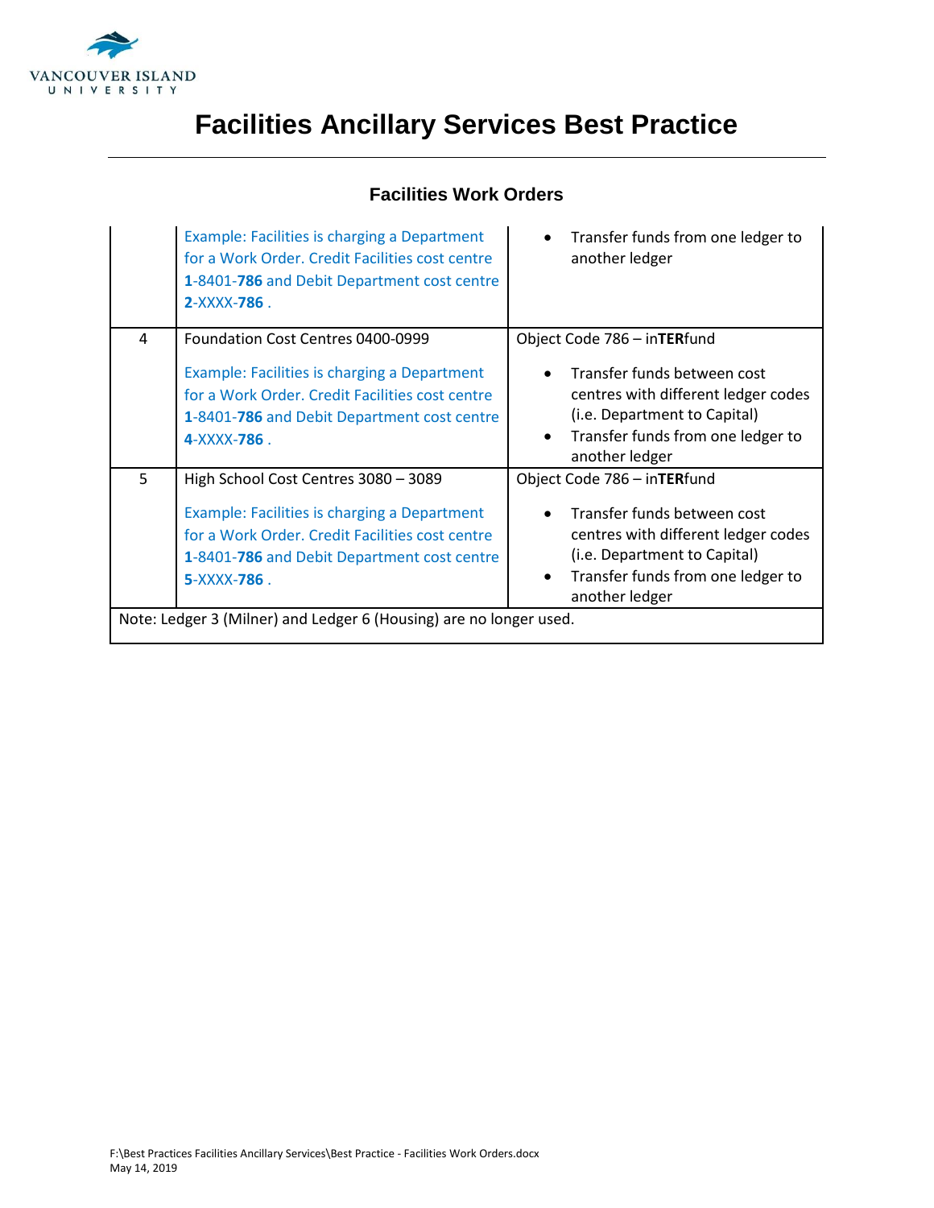# Facilities Ancillary Services Best Practice

## Facilities Work Orders

| | | |
|---|---|---|
| | Example: Facilities is charging a Department for a Work Order. Credit Facilities cost centre **1**-8401-**786** and Debit Department cost centre **2**-XXXX-**786** . | • Transfer funds from one ledger to another ledger |
| 4 | Foundation Cost Centres 0400-0999<br><br>Example: Facilities is charging a Department for a Work Order. Credit Facilities cost centre **1**-8401-**786** and Debit Department cost centre **4**-XXXX-**786** . | Object Code 786 – in**TER**fund<br><br>• Transfer funds between cost centres with different ledger codes (i.e. Department to Capital)<br>• Transfer funds from one ledger to another ledger |
| 5 | High School Cost Centres 3080 – 3089<br><br>Example: Facilities is charging a Department for a Work Order. Credit Facilities cost centre **1**-8401-**786** and Debit Department cost centre **5**-XXXX-**786** . | Object Code 786 – in**TER**fund<br><br>• Transfer funds between cost centres with different ledger codes (i.e. Department to Capital)<br>• Transfer funds from one ledger to another ledger |
| Note: Ledger 3 (Milner) and Ledger 6 (Housing) are no longer used. | | |

F:\Best Practices Facilities Ancillary Services\Best Practice - Facilities Work Orders.docx
May 14, 2019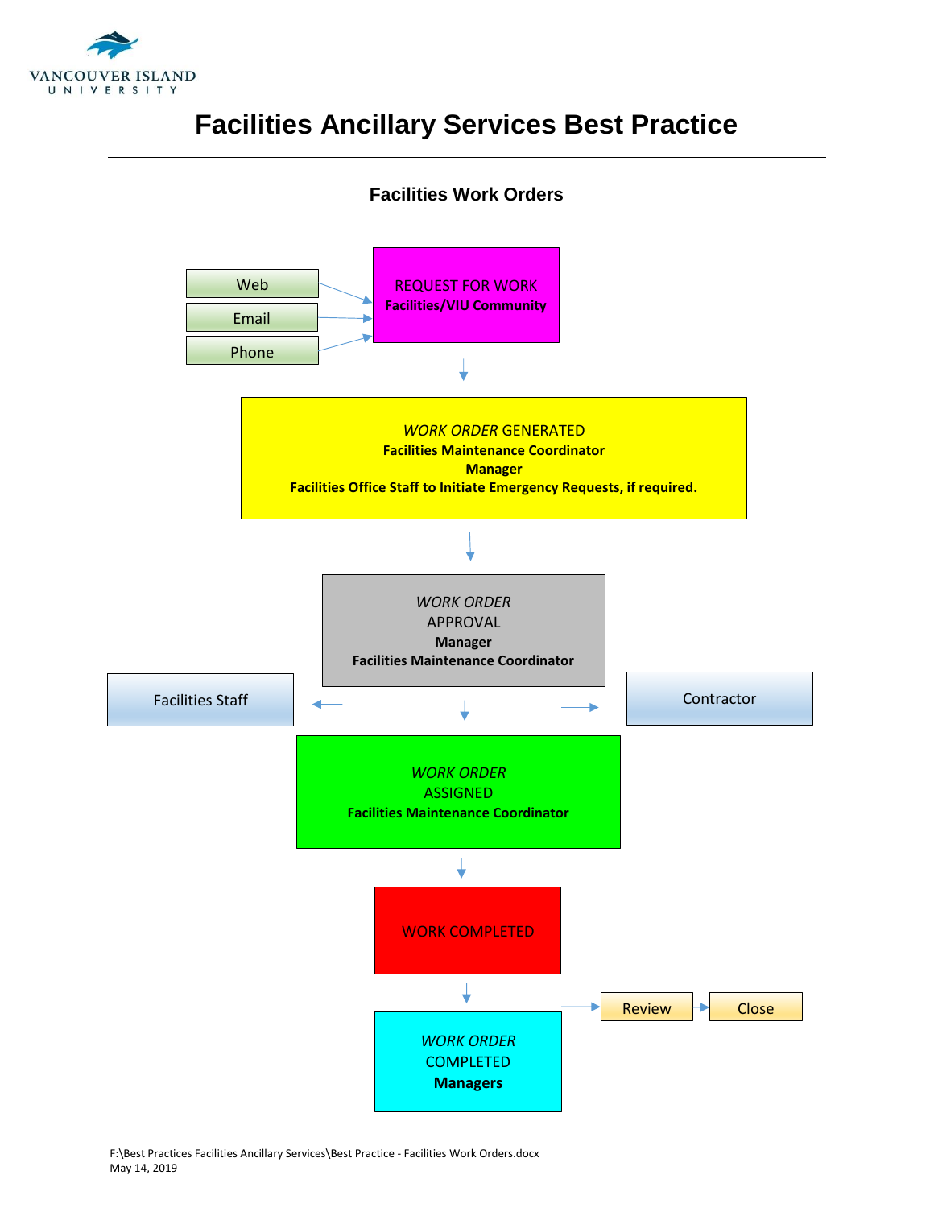VANCOUVER ISLAND UNIVERSITY

# Facilities Ancillary Services Best Practice

## Facilities Work Orders

Web

Email

Phone

REQUEST FOR WORK
**Facilities/VIU Community**

*WORK ORDER* GENERATED
**Facilities Maintenance Coordinator**
**Manager**
**Facilities Office Staff to Initiate Emergency Requests, if required.**

*WORK ORDER*
APPROVAL
**Manager**
**Facilities Maintenance Coordinator**

Facilities Staff

Contractor

*WORK ORDER*
ASSIGNED
**Facilities Maintenance Coordinator**

WORK COMPLETED

*WORK ORDER*
COMPLETED
**Managers**

Review

Close

F:\Best Practices Facilities Ancillary Services\Best Practice - Facilities Work Orders.docx
May 14, 2019